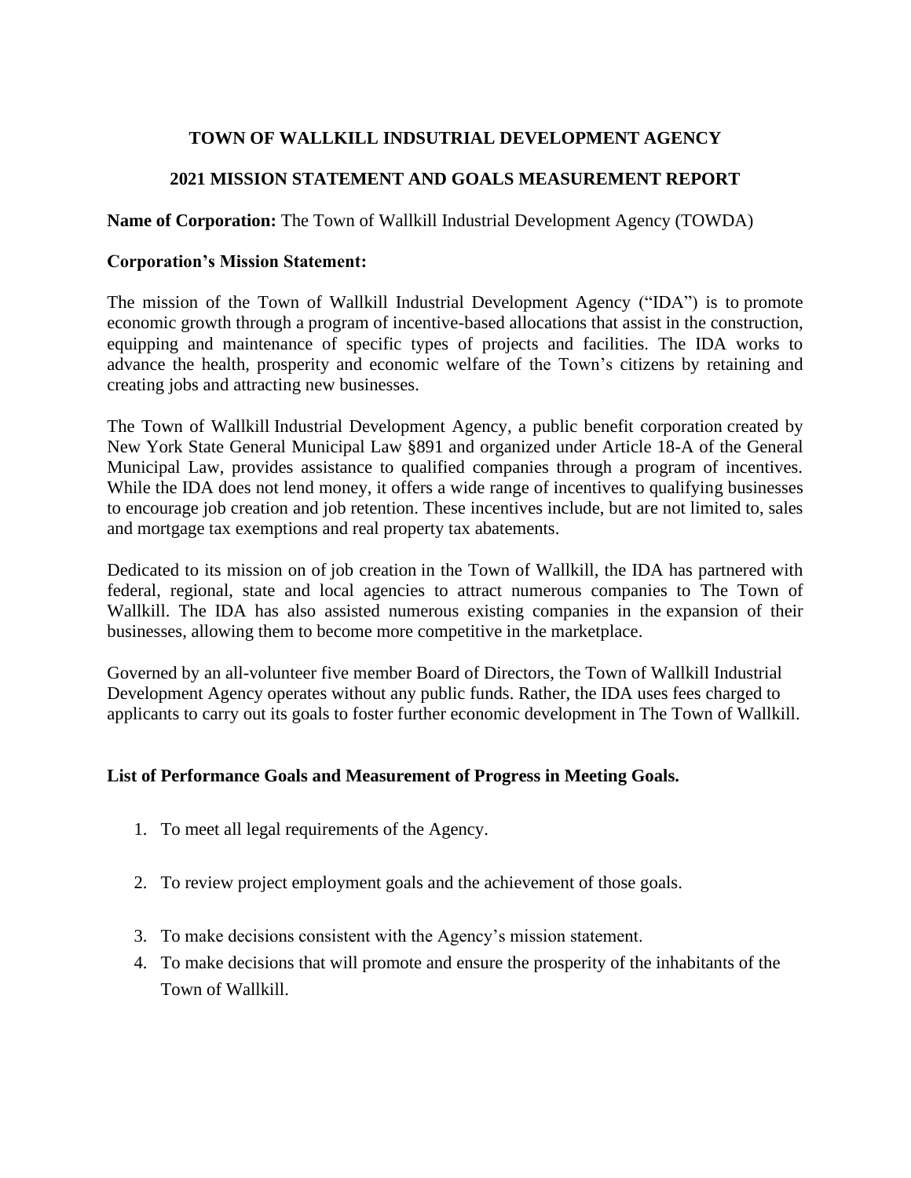# TOWN OF WALLKILL INDSUTRIAL DEVELOPMENT AGENCY

## 2021 MISSION STATEMENT AND GOALS MEASUREMENT REPORT

**Name of Corporation:** The Town of Wallkill Industrial Development Agency (TOWDA)

**Corporation's Mission Statement:**

The mission of the Town of Wallkill Industrial Development Agency ("IDA") is to promote economic growth through a program of incentive-based allocations that assist in the construction, equipping and maintenance of specific types of projects and facilities. The IDA works to advance the health, prosperity and economic welfare of the Town's citizens by retaining and creating jobs and attracting new businesses.

The Town of Wallkill Industrial Development Agency, a public benefit corporation created by New York State General Municipal Law §891 and organized under Article 18-A of the General Municipal Law, provides assistance to qualified companies through a program of incentives. While the IDA does not lend money, it offers a wide range of incentives to qualifying businesses to encourage job creation and job retention. These incentives include, but are not limited to, sales and mortgage tax exemptions and real property tax abatements.

Dedicated to its mission on of job creation in the Town of Wallkill, the IDA has partnered with federal, regional, state and local agencies to attract numerous companies to The Town of Wallkill. The IDA has also assisted numerous existing companies in the expansion of their businesses, allowing them to become more competitive in the marketplace.

Governed by an all-volunteer five member Board of Directors, the Town of Wallkill Industrial Development Agency operates without any public funds. Rather, the IDA uses fees charged to applicants to carry out its goals to foster further economic development in The Town of Wallkill.

**List of Performance Goals and Measurement of Progress in Meeting Goals.**

1. To meet all legal requirements of the Agency.
2. To review project employment goals and the achievement of those goals.
3. To make decisions consistent with the Agency's mission statement.
4. To make decisions that will promote and ensure the prosperity of the inhabitants of the Town of Wallkill.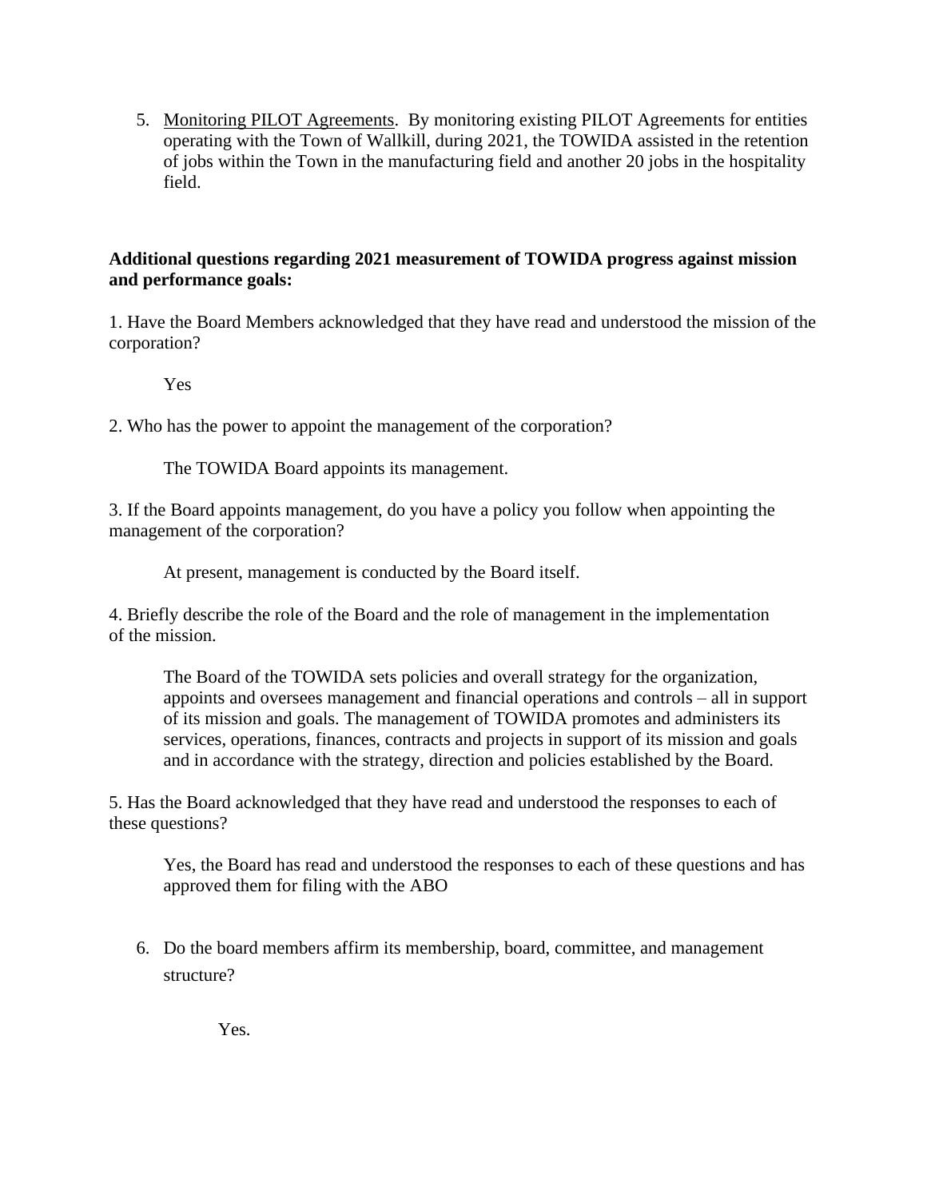5. <u>Monitoring PILOT Agreements</u>. By monitoring existing PILOT Agreements for entities operating with the Town of Wallkill, during 2021, the TOWIDA assisted in the retention of jobs within the Town in the manufacturing field and another 20 jobs in the hospitality field.

**Additional questions regarding 2021 measurement of TOWIDA progress against mission and performance goals:**

1. Have the Board Members acknowledged that they have read and understood the mission of the corporation?

    Yes

2. Who has the power to appoint the management of the corporation?

    The TOWIDA Board appoints its management.

3. If the Board appoints management, do you have a policy you follow when appointing the management of the corporation?

    At present, management is conducted by the Board itself.

4. Briefly describe the role of the Board and the role of management in the implementation of the mission.

    The Board of the TOWIDA sets policies and overall strategy for the organization, appoints and oversees management and financial operations and controls – all in support of its mission and goals. The management of TOWIDA promotes and administers its services, operations, finances, contracts and projects in support of its mission and goals and in accordance with the strategy, direction and policies established by the Board.

5. Has the Board acknowledged that they have read and understood the responses to each of these questions?

    Yes, the Board has read and understood the responses to each of these questions and has approved them for filing with the ABO

6. Do the board members affirm its membership, board, committee, and management structure?

    Yes.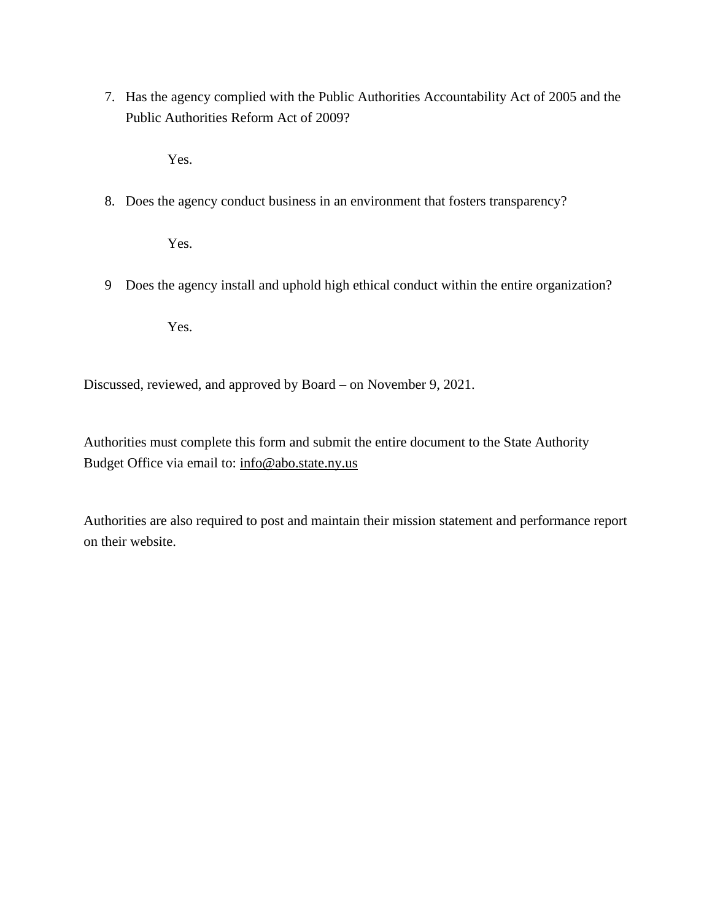7. Has the agency complied with the Public Authorities Accountability Act of 2005 and the Public Authorities Reform Act of 2009?

    Yes.

8. Does the agency conduct business in an environment that fosters transparency?

    Yes.

9 Does the agency install and uphold high ethical conduct within the entire organization?

    Yes.

Discussed, reviewed, and approved by Board – on November 9, 2021.

Authorities must complete this form and submit the entire document to the State Authority Budget Office via email to: info@abo.state.ny.us

Authorities are also required to post and maintain their mission statement and performance report on their website.